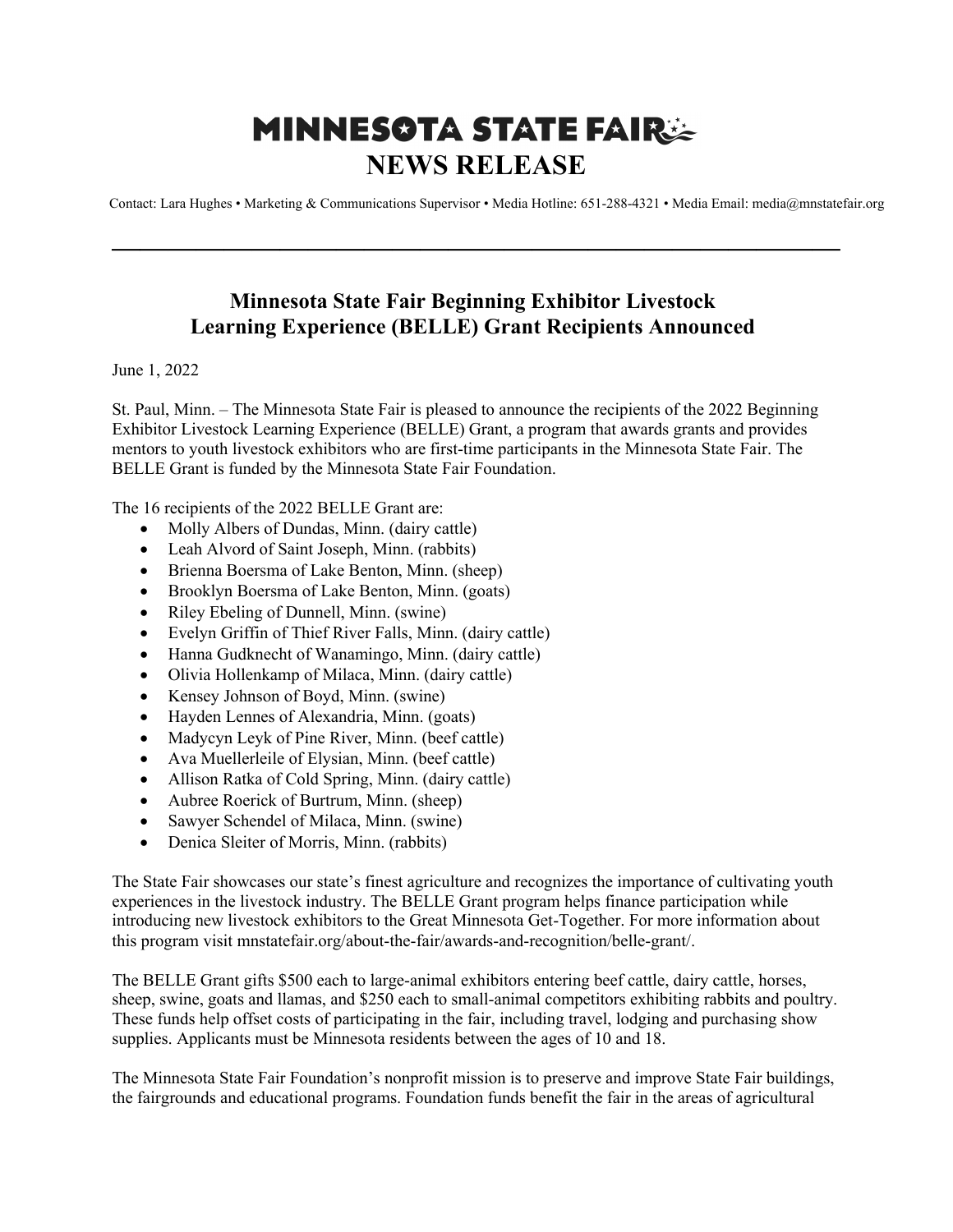# MINNESOTA STATE FAIR
# NEWS RELEASE

Contact: Lara Hughes • Marketing & Communications Supervisor • Media Hotline: 651-288-4321 • Media Email: media@mnstatefair.org

---

## Minnesota State Fair Beginning Exhibitor Livestock Learning Experience (BELLE) Grant Recipients Announced

June 1, 2022

St. Paul, Minn. – The Minnesota State Fair is pleased to announce the recipients of the 2022 Beginning Exhibitor Livestock Learning Experience (BELLE) Grant, a program that awards grants and provides mentors to youth livestock exhibitors who are first-time participants in the Minnesota State Fair. The BELLE Grant is funded by the Minnesota State Fair Foundation.

The 16 recipients of the 2022 BELLE Grant are:

- Molly Albers of Dundas, Minn. (dairy cattle)
- Leah Alvord of Saint Joseph, Minn. (rabbits)
- Brienna Boersma of Lake Benton, Minn. (sheep)
- Brooklyn Boersma of Lake Benton, Minn. (goats)
- Riley Ebeling of Dunnell, Minn. (swine)
- Evelyn Griffin of Thief River Falls, Minn. (dairy cattle)
- Hanna Gudknecht of Wanamingo, Minn. (dairy cattle)
- Olivia Hollenkamp of Milaca, Minn. (dairy cattle)
- Kensey Johnson of Boyd, Minn. (swine)
- Hayden Lennes of Alexandria, Minn. (goats)
- Madycyn Leyk of Pine River, Minn. (beef cattle)
- Ava Muellerleile of Elysian, Minn. (beef cattle)
- Allison Ratka of Cold Spring, Minn. (dairy cattle)
- Aubree Roerick of Burtrum, Minn. (sheep)
- Sawyer Schendel of Milaca, Minn. (swine)
- Denica Sleiter of Morris, Minn. (rabbits)

The State Fair showcases our state's finest agriculture and recognizes the importance of cultivating youth experiences in the livestock industry. The BELLE Grant program helps finance participation while introducing new livestock exhibitors to the Great Minnesota Get-Together. For more information about this program visit mnstatefair.org/about-the-fair/awards-and-recognition/belle-grant/.

The BELLE Grant gifts $500 each to large-animal exhibitors entering beef cattle, dairy cattle, horses, sheep, swine, goats and llamas, and $250 each to small-animal competitors exhibiting rabbits and poultry. These funds help offset costs of participating in the fair, including travel, lodging and purchasing show supplies. Applicants must be Minnesota residents between the ages of 10 and 18.

The Minnesota State Fair Foundation's nonprofit mission is to preserve and improve State Fair buildings, the fairgrounds and educational programs. Foundation funds benefit the fair in the areas of agricultural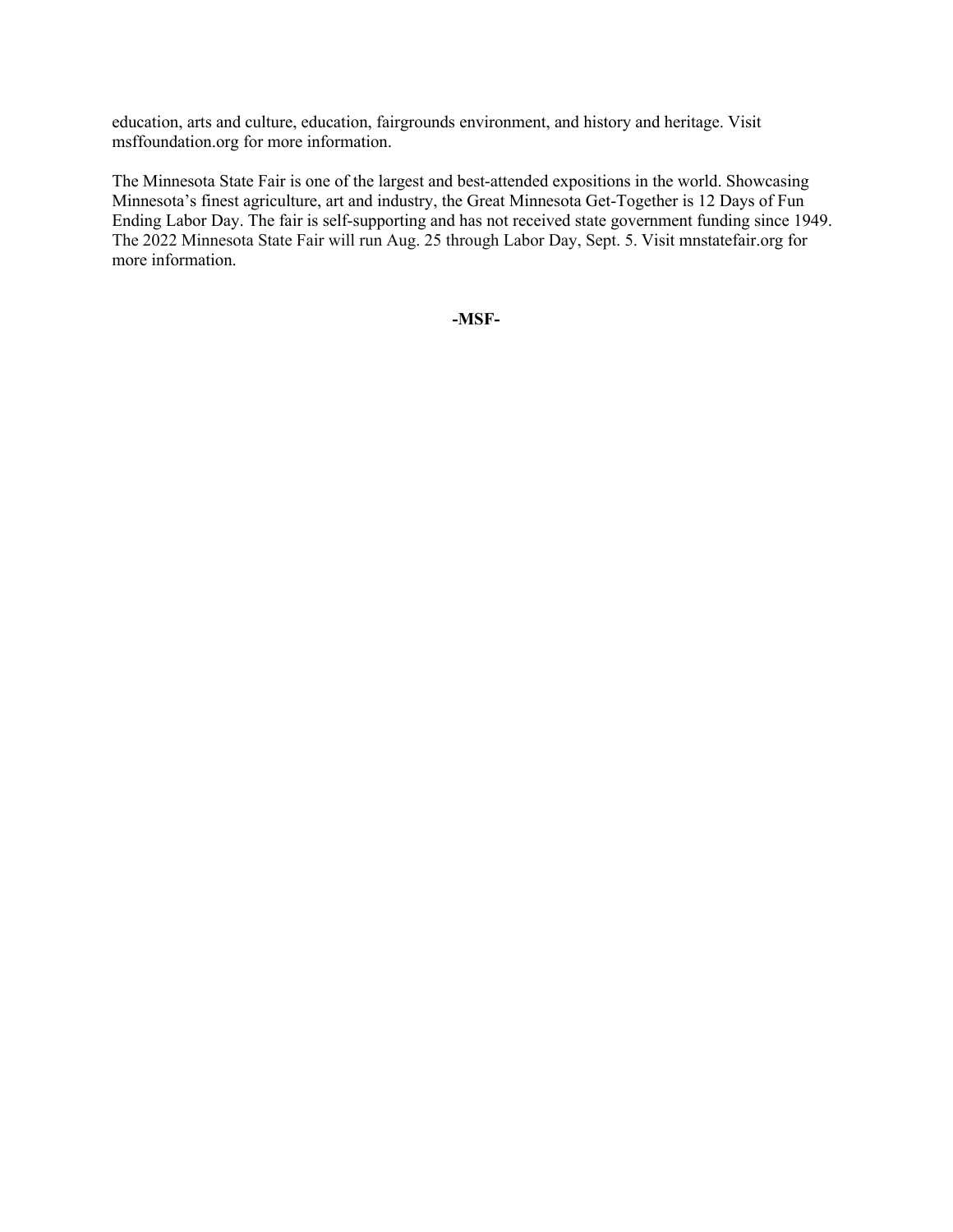education, arts and culture, education, fairgrounds environment, and history and heritage. Visit msffoundation.org for more information.

The Minnesota State Fair is one of the largest and best-attended expositions in the world. Showcasing Minnesota's finest agriculture, art and industry, the Great Minnesota Get-Together is 12 Days of Fun Ending Labor Day. The fair is self-supporting and has not received state government funding since 1949. The 2022 Minnesota State Fair will run Aug. 25 through Labor Day, Sept. 5. Visit mnstatefair.org for more information.

**-MSF-**